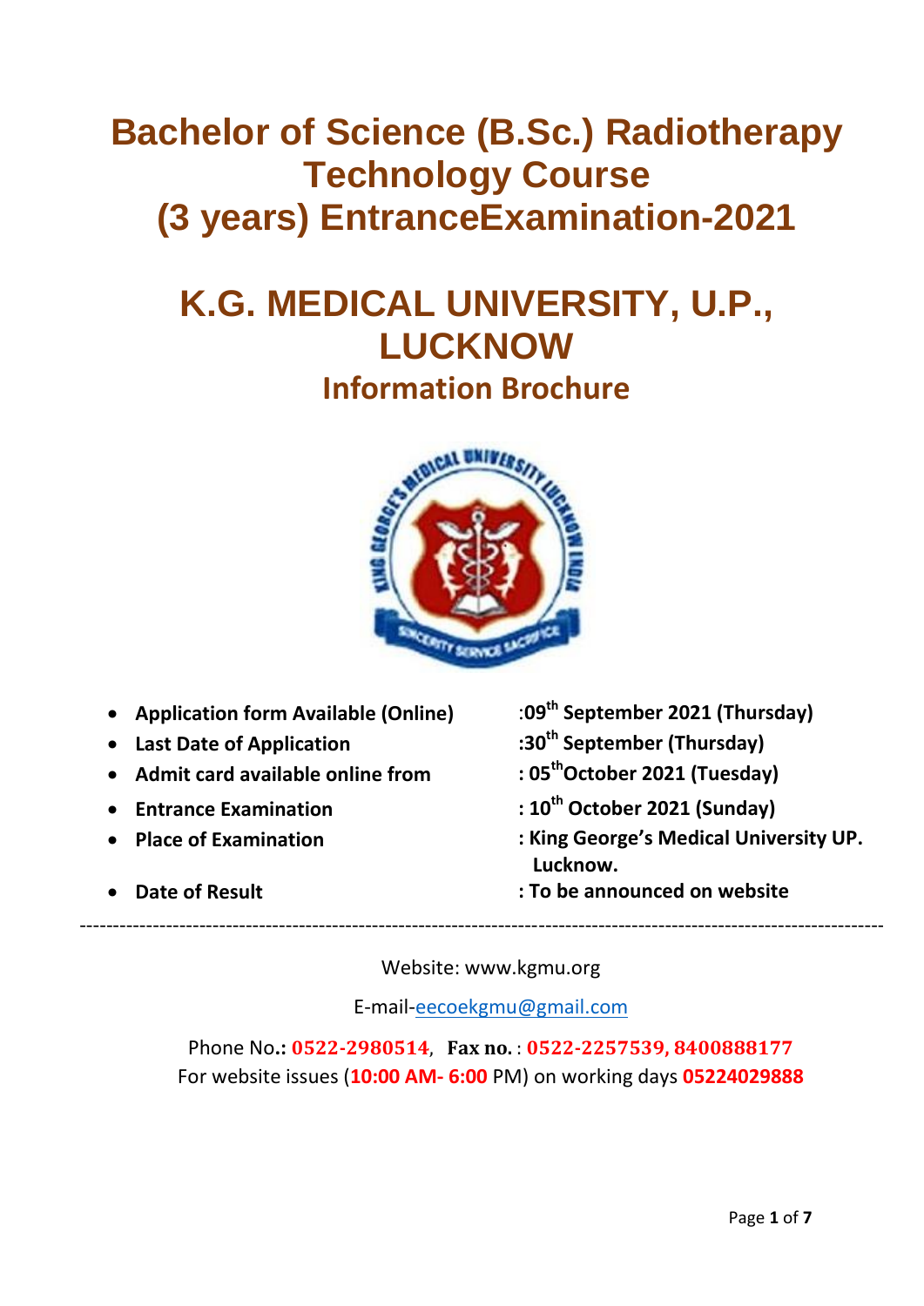# Bachelor of Science (B.Sc.) Radiotherapy Technology Course (3 years) EntranceExamination-2021

# K.G. MEDICAL UNIVERSITY, U.P., LUCKNOW

## Information Brochure

- **Application form Available (Online)** :**09th September 2021 (Thursday)**
- **Last Date of Application** :**30th September (Thursday)**
- **Admit card available online from** : **05thOctober 2021 (Tuesday)**
- **Entrance Examination** : **10th October 2021 (Sunday)**
- **Place of Examination** : **King George's Medical University UP. Lucknow.**
- **Date of Result** : **To be announced on website**

---

Website: www.kgmu.org

E-mail-eecoekgmu@gmail.com

Phone No.**: 0522-2980514**, **Fax no.** : **0522-2257539, 8400888177**
For website issues (**10:00 AM- 6:00** PM) on working days **05224029888**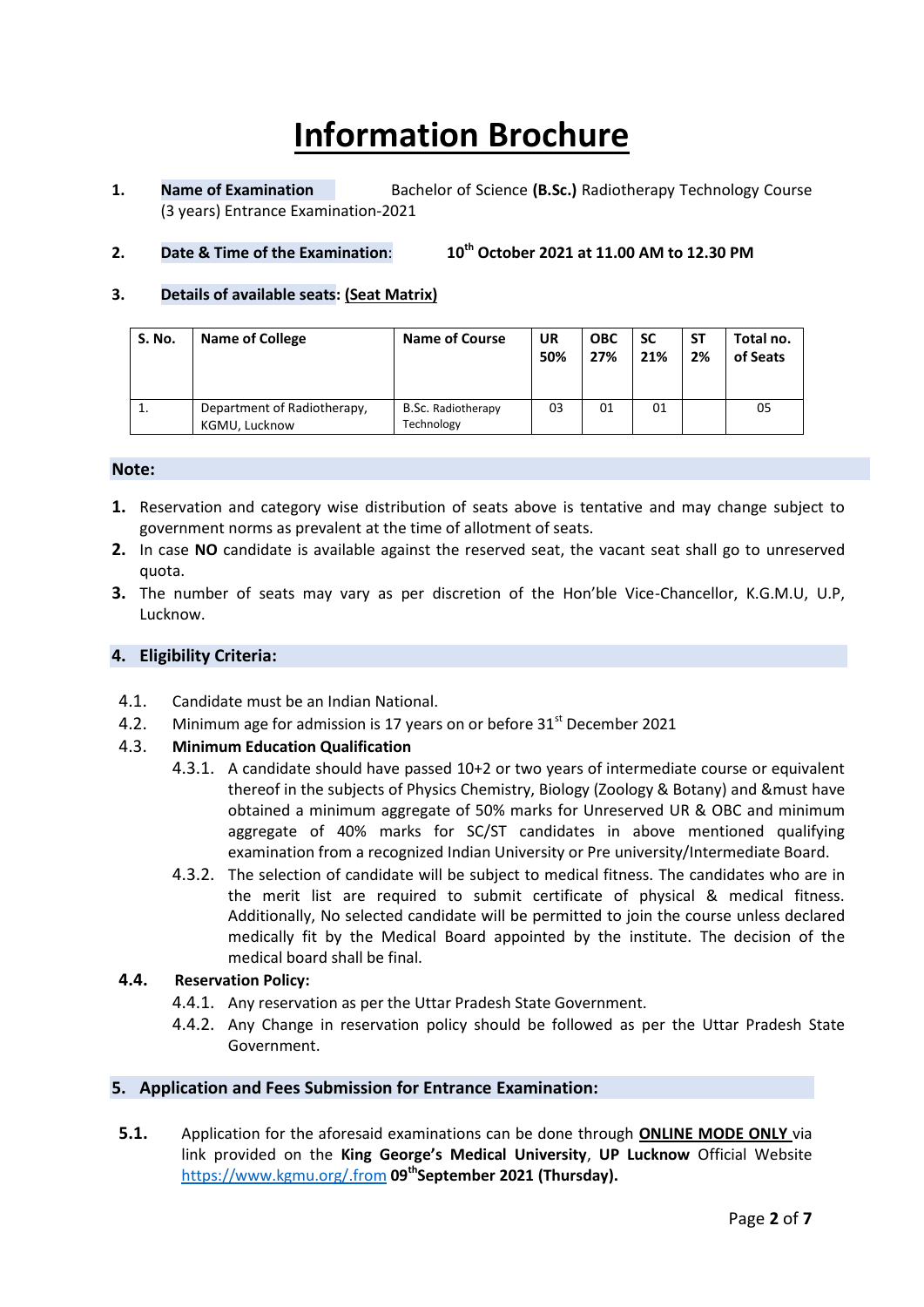# Information Brochure

1. **Name of Examination** Bachelor of Science **(B.Sc.)** Radiotherapy Technology Course (3 years) Entrance Examination-2021

2. **Date & Time of the Examination**: **10th October 2021 at 11.00 AM to 12.30 PM**

3. **Details of available seats: Seat Matrix)**

| S. No. | Name of College | Name of Course | UR 50% | OBC 27% | SC 21% | ST 2% | Total no. of Seats |
|---|---|---|---|---|---|---|---|
| 1. | Department of Radiotherapy, KGMU, Lucknow | B.Sc. Radiotherapy Technology | 03 | 01 | 01 | | 05 |

**Note:**

1. Reservation and category wise distribution of seats above is tentative and may change subject to government norms as prevalent at the time of allotment of seats.
2. In case **NO** candidate is available against the reserved seat, the vacant seat shall go to unreserved quota.
3. The number of seats may vary as per discretion of the Hon'ble Vice-Chancellor, K.G.M.U, U.P, Lucknow.

## 4. Eligibility Criteria:

4.1. Candidate must be an Indian National.

4.2. Minimum age for admission is 17 years on or before 31st December 2021

4.3. **Minimum Education Qualification**

- 4.3.1. A candidate should have passed 10+2 or two years of intermediate course or equivalent thereof in the subjects of Physics Chemistry, Biology (Zoology & Botany) and &must have obtained a minimum aggregate of 50% marks for Unreserved UR & OBC and minimum aggregate of 40% marks for SC/ST candidates in above mentioned qualifying examination from a recognized Indian University or Pre university/Intermediate Board.
- 4.3.2. The selection of candidate will be subject to medical fitness. The candidates who are in the merit list are required to submit certificate of physical & medical fitness. Additionally, No selected candidate will be permitted to join the course unless declared medically fit by the Medical Board appointed by the institute. The decision of the medical board shall be final.

**4.4. Reservation Policy:**

- 4.4.1. Any reservation as per the Uttar Pradesh State Government.
- 4.4.2. Any Change in reservation policy should be followed as per the Uttar Pradesh State Government.

## 5. Application and Fees Submission for Entrance Examination:

**5.1.** Application for the aforesaid examinations can be done through **ONLINE MODE ONLY** via link provided on the **King George's Medical University**, **UP Lucknow** Official Website https://www.kgmu.org/.from **09thSeptember 2021 (Thursday).**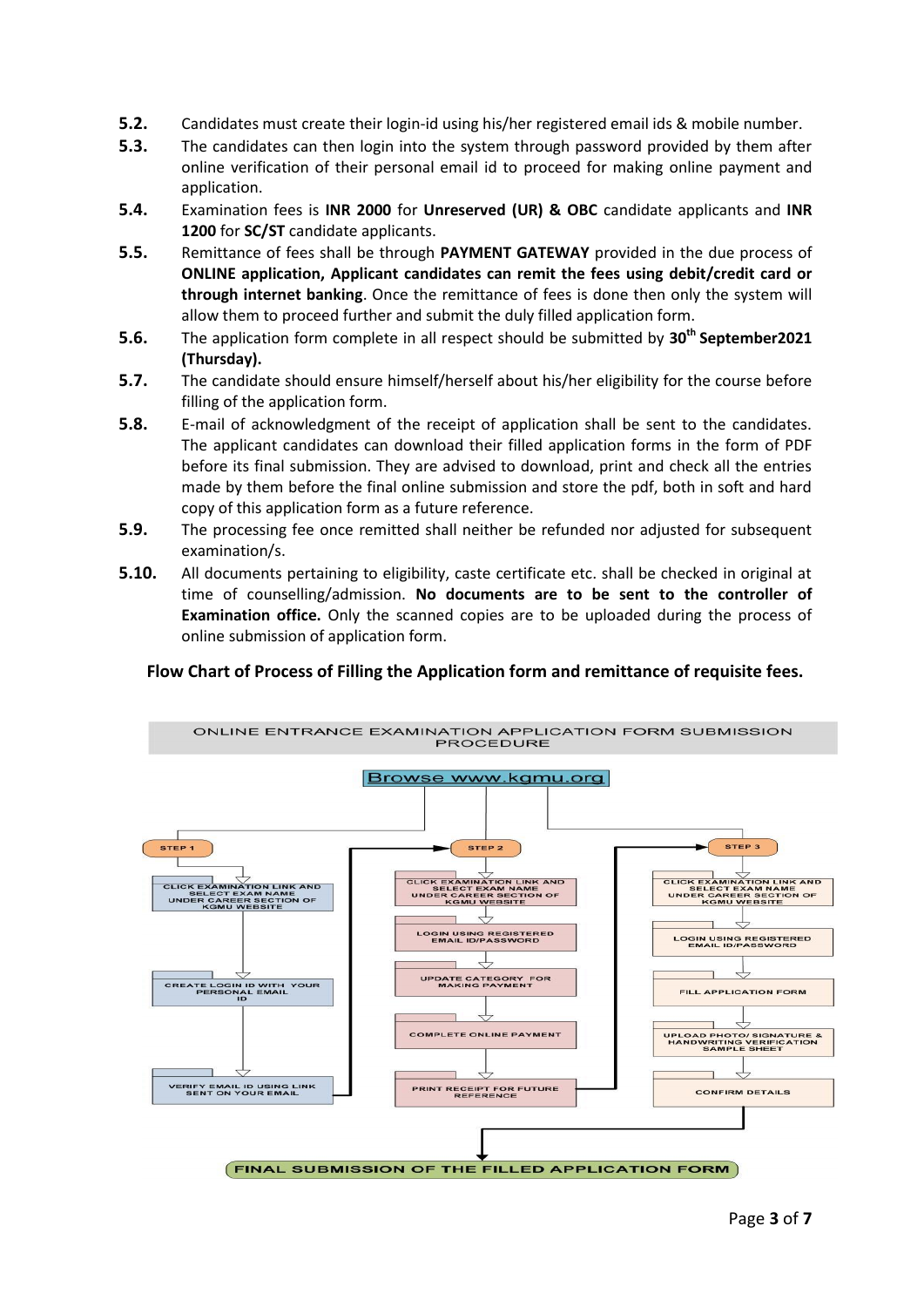**5.2.** Candidates must create their login-id using his/her registered email ids & mobile number.

**5.3.** The candidates can then login into the system through password provided by them after online verification of their personal email id to proceed for making online payment and application.

**5.4.** Examination fees is **INR 2000** for **Unreserved (UR) & OBC** candidate applicants and **INR 1200** for **SC/ST** candidate applicants.

**5.5.** Remittance of fees shall be through **PAYMENT GATEWAY** provided in the due process of **ONLINE application, Applicant candidates can remit the fees using debit/credit card or through internet banking**. Once the remittance of fees is done then only the system will allow them to proceed further and submit the duly filled application form.

**5.6.** The application form complete in all respect should be submitted by **30th September2021 (Thursday).**

**5.7.** The candidate should ensure himself/herself about his/her eligibility for the course before filling of the application form.

**5.8.** E-mail of acknowledgment of the receipt of application shall be sent to the candidates. The applicant candidates can download their filled application forms in the form of PDF before its final submission. They are advised to download, print and check all the entries made by them before the final online submission and store the pdf, both in soft and hard copy of this application form as a future reference.

**5.9.** The processing fee once remitted shall neither be refunded nor adjusted for subsequent examination/s.

**5.10.** All documents pertaining to eligibility, caste certificate etc. shall be checked in original at time of counselling/admission. **No documents are to be sent to the controller of Examination office.** Only the scanned copies are to be uploaded during the process of online submission of application form.

**Flow Chart of Process of Filling the Application form and remittance of requisite fees.**

ONLINE ENTRANCE EXAMINATION APPLICATION FORM SUBMISSION PROCEDURE

Browse www.kgmu.org

**STEP 1**
- CLICK EXAMINATION LINK AND SELECT EXAM NAME UNDER CAREER SECTION OF KGMU WEBSITE
- CREATE LOGIN ID WITH YOUR PERSONAL EMAIL ID
- VERIFY EMAIL ID USING LINK SENT ON YOUR EMAIL

**STEP 2**
- CLICK EXAMINATION LINK AND SELECT EXAM NAME UNDER CAREER SECTION OF KGMU WEBSITE
- LOGIN USING REGISTERED EMAIL ID/PASSWORD
- UPDATE CATEGORY FOR MAKING PAYMENT
- COMPLETE ONLINE PAYMENT
- PRINT RECEIPT FOR FUTURE REFERENCE

**STEP 3**
- CLICK EXAMINATION LINK AND SELECT EXAM NAME UNDER CAREER SECTION OF KGMU WEBSITE
- LOGIN USING REGISTERED EMAIL ID/PASSWORD
- FILL APPLICATION FORM
- UPLOAD PHOTO/ SIGNATURE & HANDWRITING VERIFICATION SAMPLE SHEET
- CONFIRM DETAILS

FINAL SUBMISSION OF THE FILLED APPLICATION FORM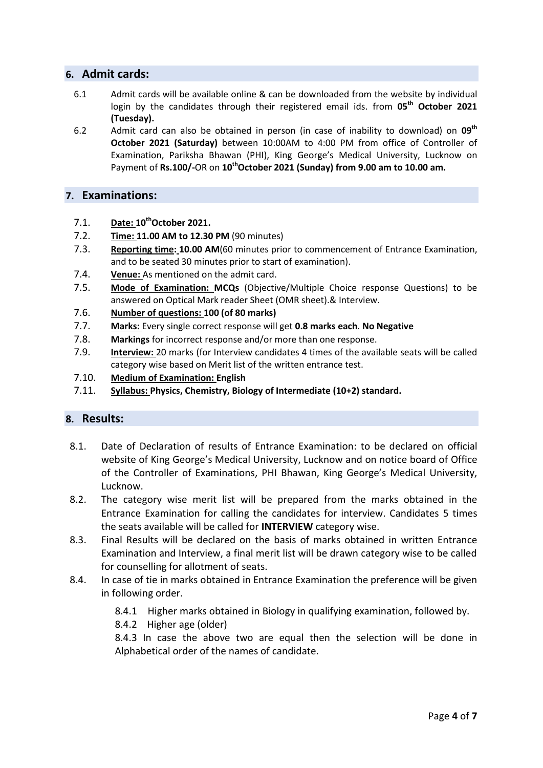## 6. Admit cards:

6.1 Admit cards will be available online & can be downloaded from the website by individual login by the candidates through their registered email ids. from **05th October 2021 (Tuesday).**

6.2 Admit card can also be obtained in person (in case of inability to download) on **09th October 2021 (Saturday)** between 10:00AM to 4:00 PM from office of Controller of Examination, Pariksha Bhawan (PHI), King George's Medical University, Lucknow on Payment of **Rs.100/-**OR on **10thOctober 2021 (Sunday) from 9.00 am to 10.00 am.**

## 7. Examinations:

7.1. **Date: 10thOctober 2021.**

7.2. **Time: 11.00 AM to 12.30 PM** (90 minutes)

7.3. **Reporting time: 10.00 AM**(60 minutes prior to commencement of Entrance Examination, and to be seated 30 minutes prior to start of examination).

7.4. **Venue:** As mentioned on the admit card.

7.5. **Mode of Examination: MCQs** (Objective/Multiple Choice response Questions) to be answered on Optical Mark reader Sheet (OMR sheet).& Interview.

7.6. **Number of questions: 100 (of 80 marks)**

7.7. **Marks:** Every single correct response will get **0.8 marks each**. **No Negative**

7.8. **Markings** for incorrect response and/or more than one response.

7.9. **Interview:** 20 marks (for Interview candidates 4 times of the available seats will be called category wise based on Merit list of the written entrance test.

7.10. **Medium of Examination: English**

7.11. **Syllabus: Physics, Chemistry, Biology of Intermediate (10+2) standard.**

## 8. Results:

8.1. Date of Declaration of results of Entrance Examination: to be declared on official website of King George's Medical University, Lucknow and on notice board of Office of the Controller of Examinations, PHI Bhawan, King George's Medical University, Lucknow.

8.2. The category wise merit list will be prepared from the marks obtained in the Entrance Examination for calling the candidates for interview. Candidates 5 times the seats available will be called for **INTERVIEW** category wise.

8.3. Final Results will be declared on the basis of marks obtained in written Entrance Examination and Interview, a final merit list will be drawn category wise to be called for counselling for allotment of seats.

8.4. In case of tie in marks obtained in Entrance Examination the preference will be given in following order.

8.4.1 Higher marks obtained in Biology in qualifying examination, followed by.

8.4.2 Higher age (older)

8.4.3 In case the above two are equal then the selection will be done in Alphabetical order of the names of candidate.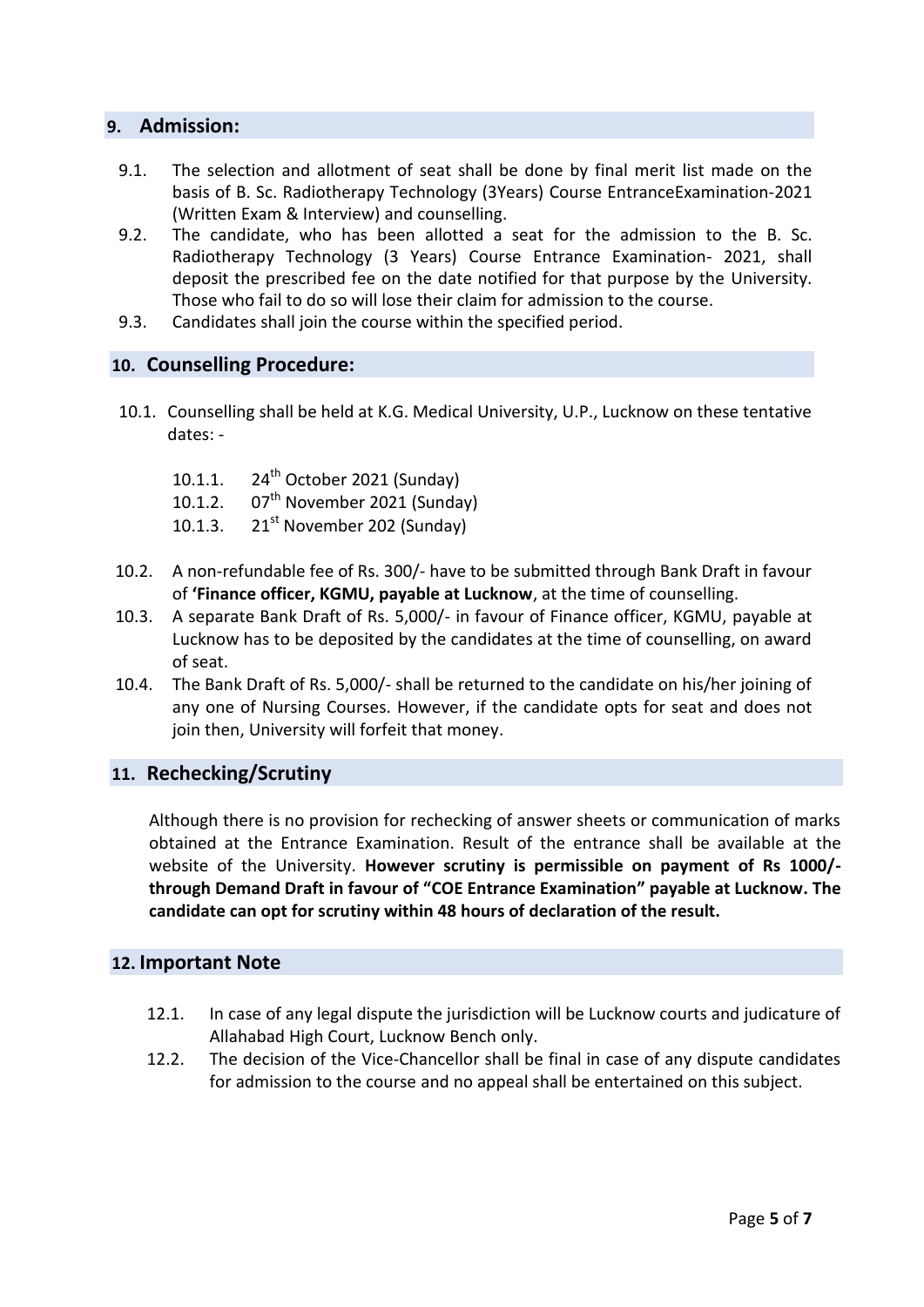## 9. Admission:

9.1. The selection and allotment of seat shall be done by final merit list made on the basis of B. Sc. Radiotherapy Technology (3Years) Course EntranceExamination-2021 (Written Exam & Interview) and counselling.

9.2. The candidate, who has been allotted a seat for the admission to the B. Sc. Radiotherapy Technology (3 Years) Course Entrance Examination- 2021, shall deposit the prescribed fee on the date notified for that purpose by the University. Those who fail to do so will lose their claim for admission to the course.

9.3. Candidates shall join the course within the specified period.

## 10. Counselling Procedure:

10.1. Counselling shall be held at K.G. Medical University, U.P., Lucknow on these tentative dates: -

10.1.1. 24th October 2021 (Sunday)

10.1.2. 07th November 2021 (Sunday)

10.1.3. 21st November 202 (Sunday)

10.2. A non-refundable fee of Rs. 300/- have to be submitted through Bank Draft in favour of **'Finance officer, KGMU, payable at Lucknow**, at the time of counselling.

10.3. A separate Bank Draft of Rs. 5,000/- in favour of Finance officer, KGMU, payable at Lucknow has to be deposited by the candidates at the time of counselling, on award of seat.

10.4. The Bank Draft of Rs. 5,000/- shall be returned to the candidate on his/her joining of any one of Nursing Courses. However, if the candidate opts for seat and does not join then, University will forfeit that money.

## 11. Rechecking/Scrutiny

Although there is no provision for rechecking of answer sheets or communication of marks obtained at the Entrance Examination. Result of the entrance shall be available at the website of the University. **However scrutiny is permissible on payment of Rs 1000/- through Demand Draft in favour of "COE Entrance Examination" payable at Lucknow. The candidate can opt for scrutiny within 48 hours of declaration of the result.**

## 12. Important Note

12.1. In case of any legal dispute the jurisdiction will be Lucknow courts and judicature of Allahabad High Court, Lucknow Bench only.

12.2. The decision of the Vice-Chancellor shall be final in case of any dispute candidates for admission to the course and no appeal shall be entertained on this subject.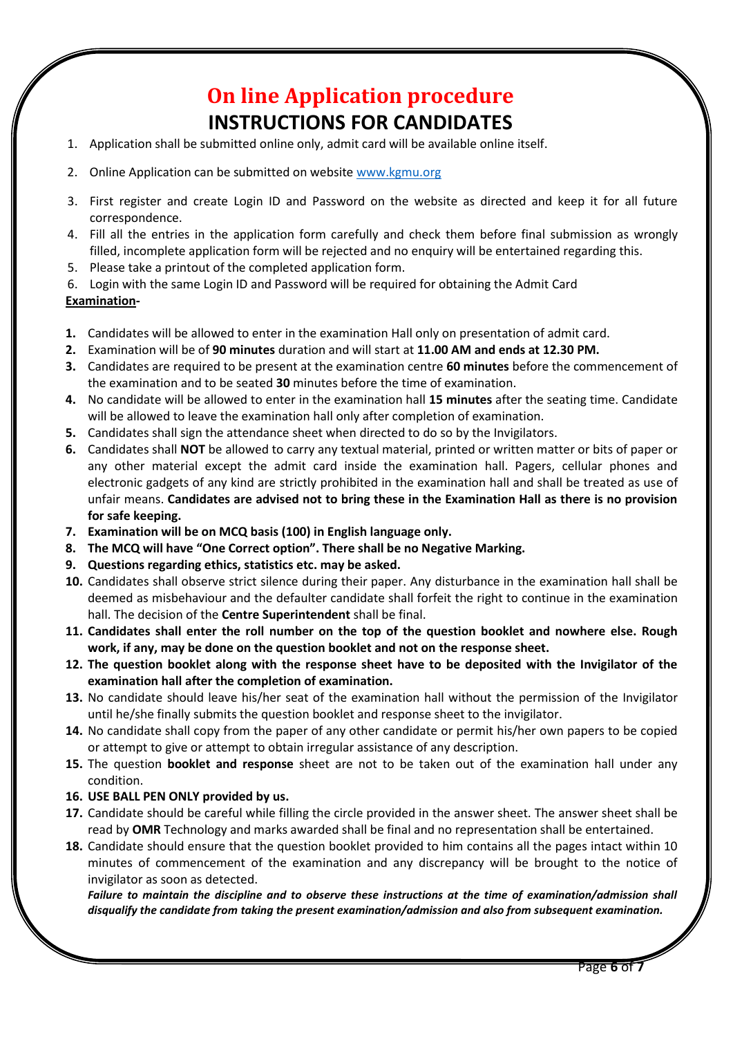# On line Application procedure

## INSTRUCTIONS FOR CANDIDATES

1. Application shall be submitted online only, admit card will be available online itself.
2. Online Application can be submitted on website [www.kgmu.org](http://www.kgmu.org)
3. First register and create Login ID and Password on the website as directed and keep it for all future correspondence.
4. Fill all the entries in the application form carefully and check them before final submission as wrongly filled, incomplete application form will be rejected and no enquiry will be entertained regarding this.
5. Please take a printout of the completed application form.
6. Login with the same Login ID and Password will be required for obtaining the Admit Card

**Examination-**

1. Candidates will be allowed to enter in the examination Hall only on presentation of admit card.
2. Examination will be of **90 minutes** duration and will start at **11.00 AM and ends at 12.30 PM.**
3. Candidates are required to be present at the examination centre **60 minutes** before the commencement of the examination and to be seated **30** minutes before the time of examination.
4. No candidate will be allowed to enter in the examination hall **15 minutes** after the seating time. Candidate will be allowed to leave the examination hall only after completion of examination.
5. Candidates shall sign the attendance sheet when directed to do so by the Invigilators.
6. Candidates shall **NOT** be allowed to carry any textual material, printed or written matter or bits of paper or any other material except the admit card inside the examination hall. Pagers, cellular phones and electronic gadgets of any kind are strictly prohibited in the examination hall and shall be treated as use of unfair means. **Candidates are advised not to bring these in the Examination Hall as there is no provision for safe keeping.**
7. **Examination will be on MCQ basis (100) in English language only.**
8. **The MCQ will have "One Correct option". There shall be no Negative Marking.**
9. **Questions regarding ethics, statistics etc. may be asked.**
10. Candidates shall observe strict silence during their paper. Any disturbance in the examination hall shall be deemed as misbehaviour and the defaulter candidate shall forfeit the right to continue in the examination hall. The decision of the **Centre Superintendent** shall be final.
11. **Candidates shall enter the roll number on the top of the question booklet and nowhere else. Rough work, if any, may be done on the question booklet and not on the response sheet.**
12. **The question booklet along with the response sheet have to be deposited with the Invigilator of the examination hall after the completion of examination.**
13. No candidate should leave his/her seat of the examination hall without the permission of the Invigilator until he/she finally submits the question booklet and response sheet to the invigilator.
14. No candidate shall copy from the paper of any other candidate or permit his/her own papers to be copied or attempt to give or attempt to obtain irregular assistance of any description.
15. The question **booklet and response** sheet are not to be taken out of the examination hall under any condition.
16. **USE BALL PEN ONLY provided by us.**
17. Candidate should be careful while filling the circle provided in the answer sheet. The answer sheet shall be read by **OMR** Technology and marks awarded shall be final and no representation shall be entertained.
18. Candidate should ensure that the question booklet provided to him contains all the pages intact within 10 minutes of commencement of the examination and any discrepancy will be brought to the notice of invigilator as soon as detected.

***Failure to maintain the discipline and to observe these instructions at the time of examination/admission shall disqualify the candidate from taking the present examination/admission and also from subsequent examination.***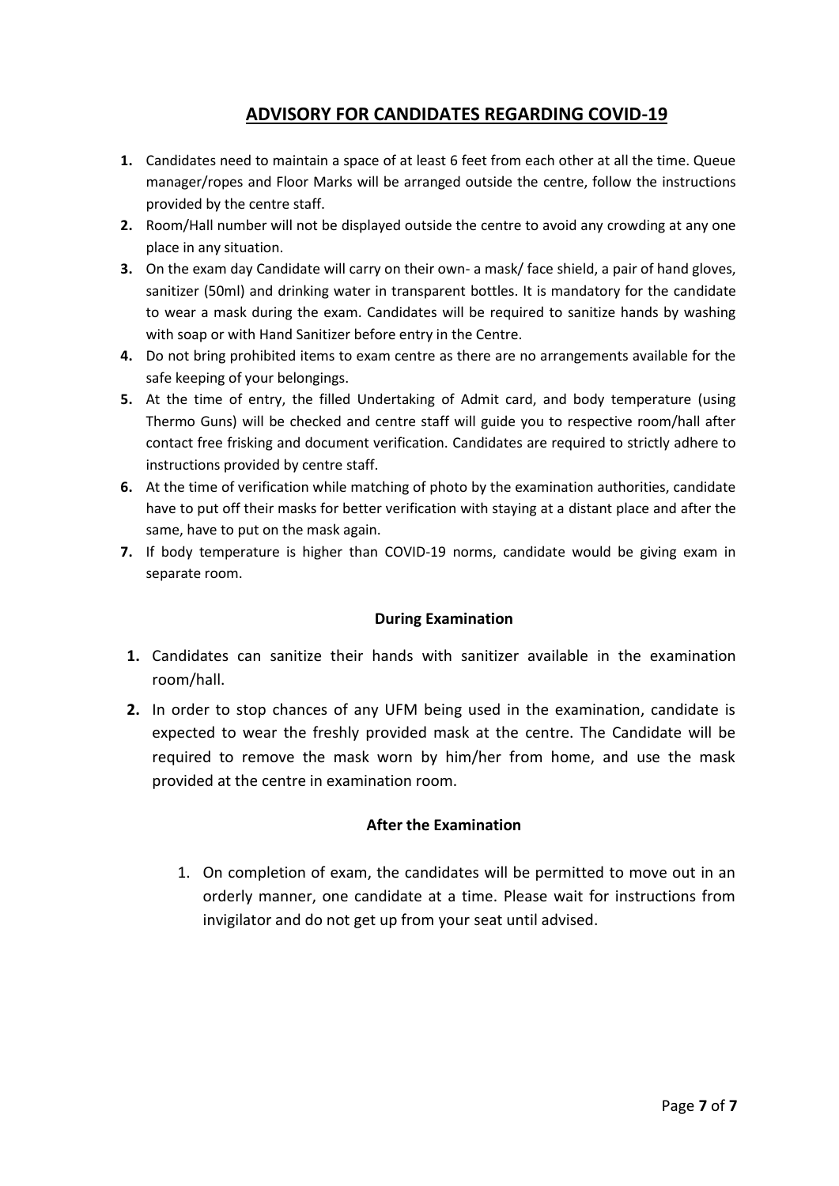## ADVISORY FOR CANDIDATES REGARDING COVID-19

1. Candidates need to maintain a space of at least 6 feet from each other at all the time. Queue manager/ropes and Floor Marks will be arranged outside the centre, follow the instructions provided by the centre staff.
2. Room/Hall number will not be displayed outside the centre to avoid any crowding at any one place in any situation.
3. On the exam day Candidate will carry on their own- a mask/ face shield, a pair of hand gloves, sanitizer (50ml) and drinking water in transparent bottles. It is mandatory for the candidate to wear a mask during the exam. Candidates will be required to sanitize hands by washing with soap or with Hand Sanitizer before entry in the Centre.
4. Do not bring prohibited items to exam centre as there are no arrangements available for the safe keeping of your belongings.
5. At the time of entry, the filled Undertaking of Admit card, and body temperature (using Thermo Guns) will be checked and centre staff will guide you to respective room/hall after contact free frisking and document verification. Candidates are required to strictly adhere to instructions provided by centre staff.
6. At the time of verification while matching of photo by the examination authorities, candidate have to put off their masks for better verification with staying at a distant place and after the same, have to put on the mask again.
7. If body temperature is higher than COVID-19 norms, candidate would be giving exam in separate room.

### During Examination

1. Candidates can sanitize their hands with sanitizer available in the examination room/hall.
2. In order to stop chances of any UFM being used in the examination, candidate is expected to wear the freshly provided mask at the centre. The Candidate will be required to remove the mask worn by him/her from home, and use the mask provided at the centre in examination room.

### After the Examination

1. On completion of exam, the candidates will be permitted to move out in an orderly manner, one candidate at a time. Please wait for instructions from invigilator and do not get up from your seat until advised.